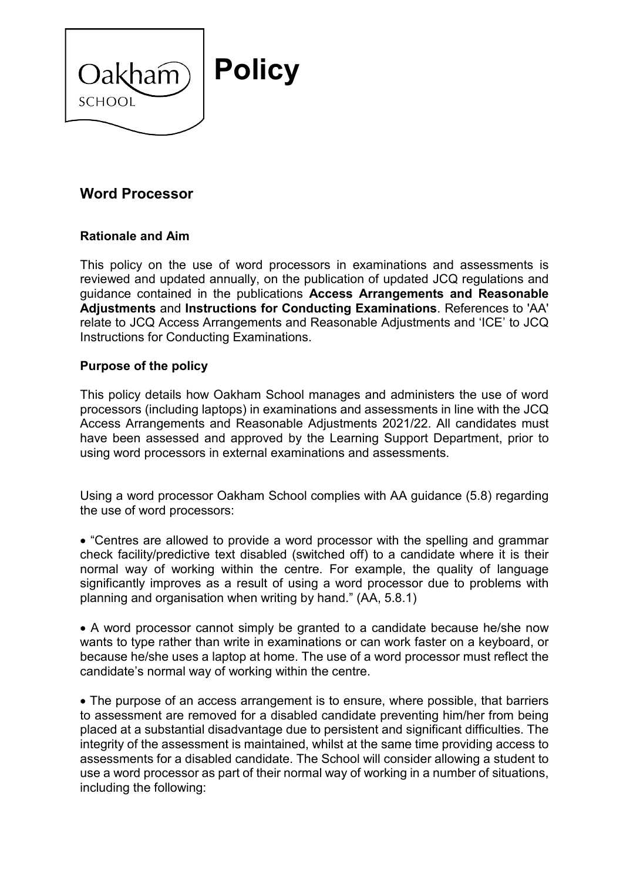# Policy

## Word Processor

### Rationale and Aim

This policy on the use of word processors in examinations and assessments is reviewed and updated annually, on the publication of updated JCQ regulations and guidance contained in the publications **Access Arrangements and Reasonable Adjustments** and **Instructions for Conducting Examinations**. References to 'AA' relate to JCQ Access Arrangements and Reasonable Adjustments and 'ICE' to JCQ Instructions for Conducting Examinations.

### Purpose of the policy

This policy details how Oakham School manages and administers the use of word processors (including laptops) in examinations and assessments in line with the JCQ Access Arrangements and Reasonable Adjustments 2021/22. All candidates must have been assessed and approved by the Learning Support Department, prior to using word processors in external examinations and assessments.

Using a word processor Oakham School complies with AA guidance (5.8) regarding the use of word processors:

- "Centres are allowed to provide a word processor with the spelling and grammar check facility/predictive text disabled (switched off) to a candidate where it is their normal way of working within the centre. For example, the quality of language significantly improves as a result of using a word processor due to problems with planning and organisation when writing by hand." (AA, 5.8.1)

- A word processor cannot simply be granted to a candidate because he/she now wants to type rather than write in examinations or can work faster on a keyboard, or because he/she uses a laptop at home. The use of a word processor must reflect the candidate's normal way of working within the centre.

- The purpose of an access arrangement is to ensure, where possible, that barriers to assessment are removed for a disabled candidate preventing him/her from being placed at a substantial disadvantage due to persistent and significant difficulties. The integrity of the assessment is maintained, whilst at the same time providing access to assessments for a disabled candidate. The School will consider allowing a student to use a word processor as part of their normal way of working in a number of situations, including the following: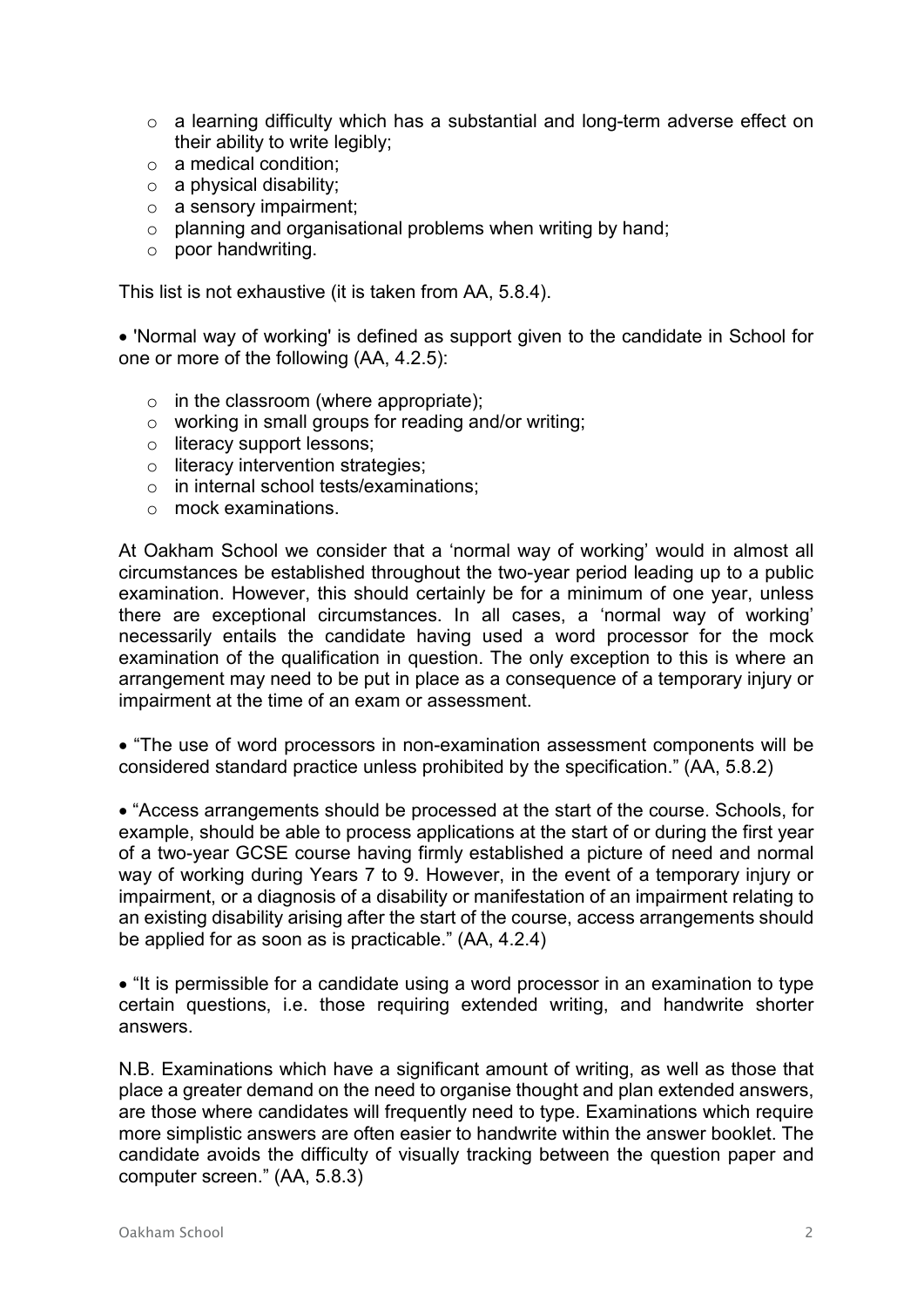- a learning difficulty which has a substantial and long-term adverse effect on their ability to write legibly;
  - a medical condition;
  - a physical disability;
  - a sensory impairment;
  - planning and organisational problems when writing by hand;
  - poor handwriting.

This list is not exhaustive (it is taken from AA, 5.8.4).

- 'Normal way of working' is defined as support given to the candidate in School for one or more of the following (AA, 4.2.5):

  - in the classroom (where appropriate);
  - working in small groups for reading and/or writing;
  - literacy support lessons;
  - literacy intervention strategies;
  - in internal school tests/examinations;
  - mock examinations.

At Oakham School we consider that a 'normal way of working' would in almost all circumstances be established throughout the two-year period leading up to a public examination. However, this should certainly be for a minimum of one year, unless there are exceptional circumstances. In all cases, a 'normal way of working' necessarily entails the candidate having used a word processor for the mock examination of the qualification in question. The only exception to this is where an arrangement may need to be put in place as a consequence of a temporary injury or impairment at the time of an exam or assessment.

- "The use of word processors in non-examination assessment components will be considered standard practice unless prohibited by the specification." (AA, 5.8.2)

- "Access arrangements should be processed at the start of the course. Schools, for example, should be able to process applications at the start of or during the first year of a two-year GCSE course having firmly established a picture of need and normal way of working during Years 7 to 9. However, in the event of a temporary injury or impairment, or a diagnosis of a disability or manifestation of an impairment relating to an existing disability arising after the start of the course, access arrangements should be applied for as soon as is practicable." (AA, 4.2.4)

- "It is permissible for a candidate using a word processor in an examination to type certain questions, i.e. those requiring extended writing, and handwrite shorter answers.

N.B. Examinations which have a significant amount of writing, as well as those that place a greater demand on the need to organise thought and plan extended answers, are those where candidates will frequently need to type. Examinations which require more simplistic answers are often easier to handwrite within the answer booklet. The candidate avoids the difficulty of visually tracking between the question paper and computer screen." (AA, 5.8.3)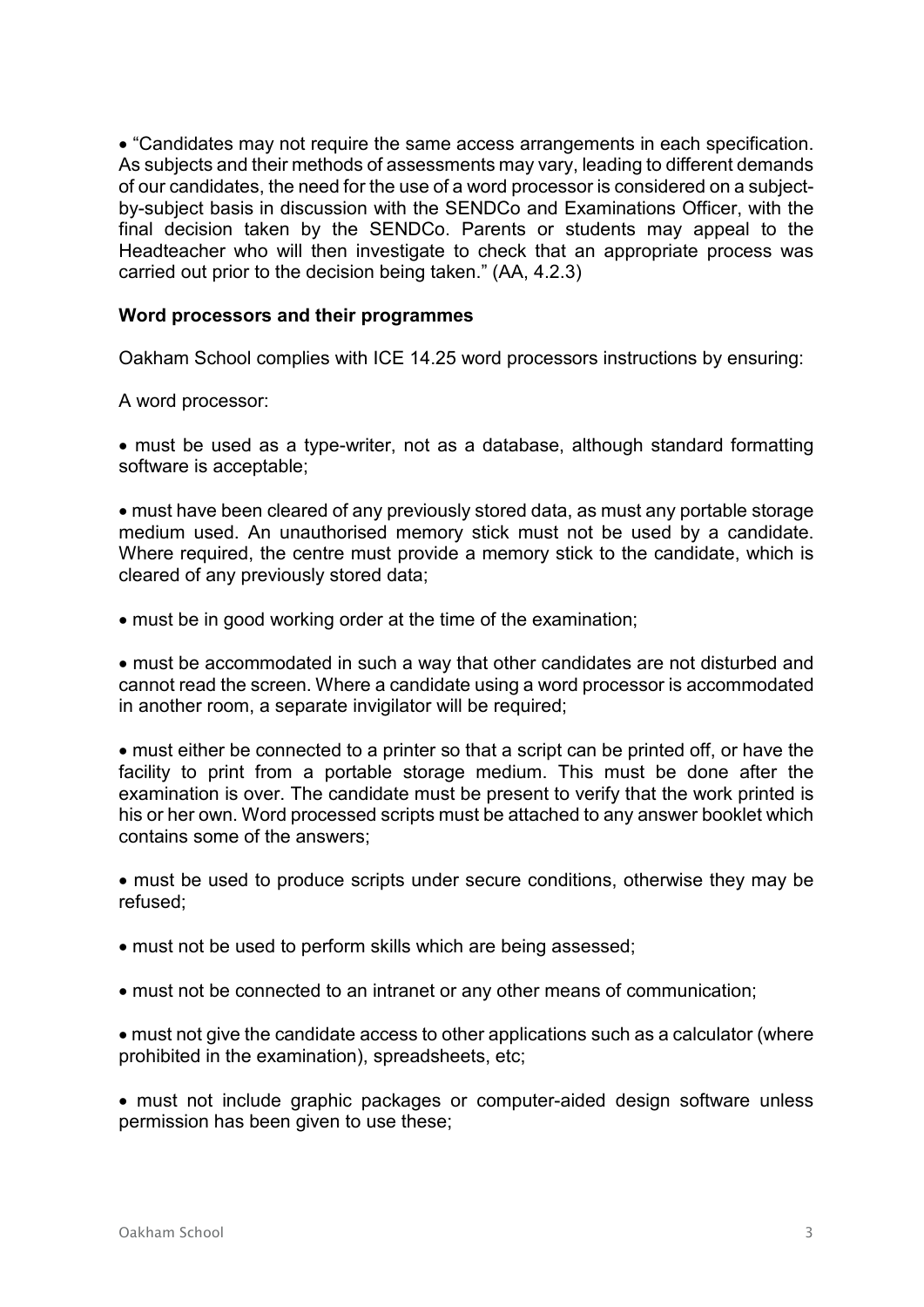- "Candidates may not require the same access arrangements in each specification. As subjects and their methods of assessments may vary, leading to different demands of our candidates, the need for the use of a word processor is considered on a subject-by-subject basis in discussion with the SENDCo and Examinations Officer, with the final decision taken by the SENDCo. Parents or students may appeal to the Headteacher who will then investigate to check that an appropriate process was carried out prior to the decision being taken." (AA, 4.2.3)

**Word processors and their programmes**

Oakham School complies with ICE 14.25 word processors instructions by ensuring:

A word processor:

- must be used as a type-writer, not as a database, although standard formatting software is acceptable;

- must have been cleared of any previously stored data, as must any portable storage medium used. An unauthorised memory stick must not be used by a candidate. Where required, the centre must provide a memory stick to the candidate, which is cleared of any previously stored data;

- must be in good working order at the time of the examination;

- must be accommodated in such a way that other candidates are not disturbed and cannot read the screen. Where a candidate using a word processor is accommodated in another room, a separate invigilator will be required;

- must either be connected to a printer so that a script can be printed off, or have the facility to print from a portable storage medium. This must be done after the examination is over. The candidate must be present to verify that the work printed is his or her own. Word processed scripts must be attached to any answer booklet which contains some of the answers;

- must be used to produce scripts under secure conditions, otherwise they may be refused;

- must not be used to perform skills which are being assessed;

- must not be connected to an intranet or any other means of communication;

- must not give the candidate access to other applications such as a calculator (where prohibited in the examination), spreadsheets, etc;

- must not include graphic packages or computer-aided design software unless permission has been given to use these;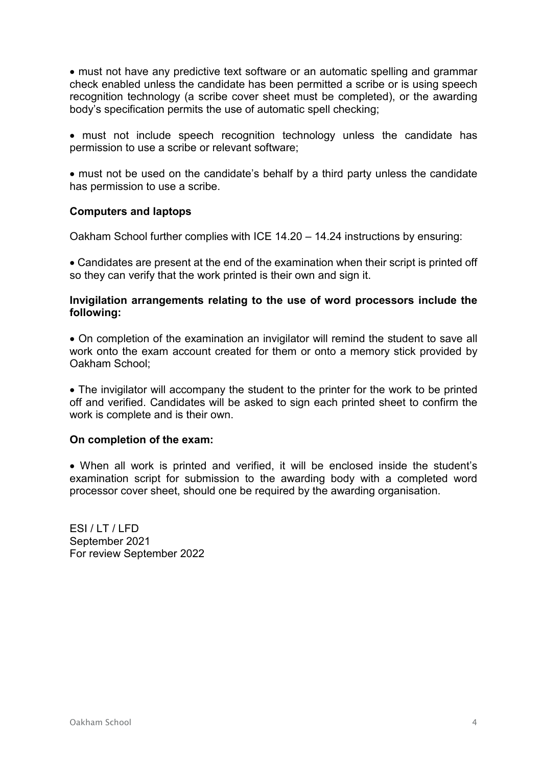- must not have any predictive text software or an automatic spelling and grammar check enabled unless the candidate has been permitted a scribe or is using speech recognition technology (a scribe cover sheet must be completed), or the awarding body's specification permits the use of automatic spell checking;

- must not include speech recognition technology unless the candidate has permission to use a scribe or relevant software;

- must not be used on the candidate's behalf by a third party unless the candidate has permission to use a scribe.

**Computers and laptops**

Oakham School further complies with ICE 14.20 – 14.24 instructions by ensuring:

- Candidates are present at the end of the examination when their script is printed off so they can verify that the work printed is their own and sign it.

**Invigilation arrangements relating to the use of word processors include the following:**

- On completion of the examination an invigilator will remind the student to save all work onto the exam account created for them or onto a memory stick provided by Oakham School;

- The invigilator will accompany the student to the printer for the work to be printed off and verified. Candidates will be asked to sign each printed sheet to confirm the work is complete and is their own.

**On completion of the exam:**

- When all work is printed and verified, it will be enclosed inside the student's examination script for submission to the awarding body with a completed word processor cover sheet, should one be required by the awarding organisation.

ESI / LT / LFD
September 2021
For review September 2022